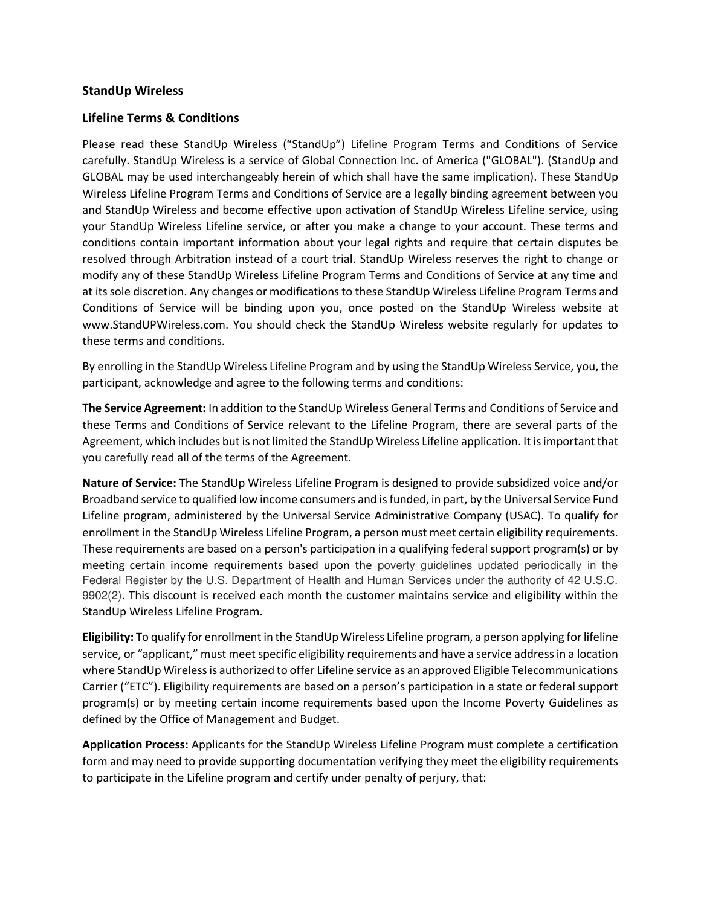## StandUp Wireless

## Lifeline Terms & Conditions

Please read these StandUp Wireless ("StandUp") Lifeline Program Terms and Conditions of Service carefully. StandUp Wireless is a service of Global Connection Inc. of America ("GLOBAL"). (StandUp and GLOBAL may be used interchangeably herein of which shall have the same implication). These StandUp Wireless Lifeline Program Terms and Conditions of Service are a legally binding agreement between you and StandUp Wireless and become effective upon activation of StandUp Wireless Lifeline service, using your StandUp Wireless Lifeline service, or after you make a change to your account. These terms and conditions contain important information about your legal rights and require that certain disputes be resolved through Arbitration instead of a court trial. StandUp Wireless reserves the right to change or modify any of these StandUp Wireless Lifeline Program Terms and Conditions of Service at any time and at its sole discretion. Any changes or modifications to these StandUp Wireless Lifeline Program Terms and Conditions of Service will be binding upon you, once posted on the StandUp Wireless website at www.StandUPWireless.com. You should check the StandUp Wireless website regularly for updates to these terms and conditions.

By enrolling in the StandUp Wireless Lifeline Program and by using the StandUp Wireless Service, you, the participant, acknowledge and agree to the following terms and conditions:

**The Service Agreement:** In addition to the StandUp Wireless General Terms and Conditions of Service and these Terms and Conditions of Service relevant to the Lifeline Program, there are several parts of the Agreement, which includes but is not limited the StandUp Wireless Lifeline application. It is important that you carefully read all of the terms of the Agreement.

**Nature of Service:** The StandUp Wireless Lifeline Program is designed to provide subsidized voice and/or Broadband service to qualified low income consumers and is funded, in part, by the Universal Service Fund Lifeline program, administered by the Universal Service Administrative Company (USAC). To qualify for enrollment in the StandUp Wireless Lifeline Program, a person must meet certain eligibility requirements. These requirements are based on a person's participation in a qualifying federal support program(s) or by meeting certain income requirements based upon the poverty guidelines updated periodically in the Federal Register by the U.S. Department of Health and Human Services under the authority of 42 U.S.C. 9902(2). This discount is received each month the customer maintains service and eligibility within the StandUp Wireless Lifeline Program.

**Eligibility:** To qualify for enrollment in the StandUp Wireless Lifeline program, a person applying for lifeline service, or "applicant," must meet specific eligibility requirements and have a service address in a location where StandUp Wireless is authorized to offer Lifeline service as an approved Eligible Telecommunications Carrier ("ETC"). Eligibility requirements are based on a person's participation in a state or federal support program(s) or by meeting certain income requirements based upon the Income Poverty Guidelines as defined by the Office of Management and Budget.

**Application Process:** Applicants for the StandUp Wireless Lifeline Program must complete a certification form and may need to provide supporting documentation verifying they meet the eligibility requirements to participate in the Lifeline program and certify under penalty of perjury, that: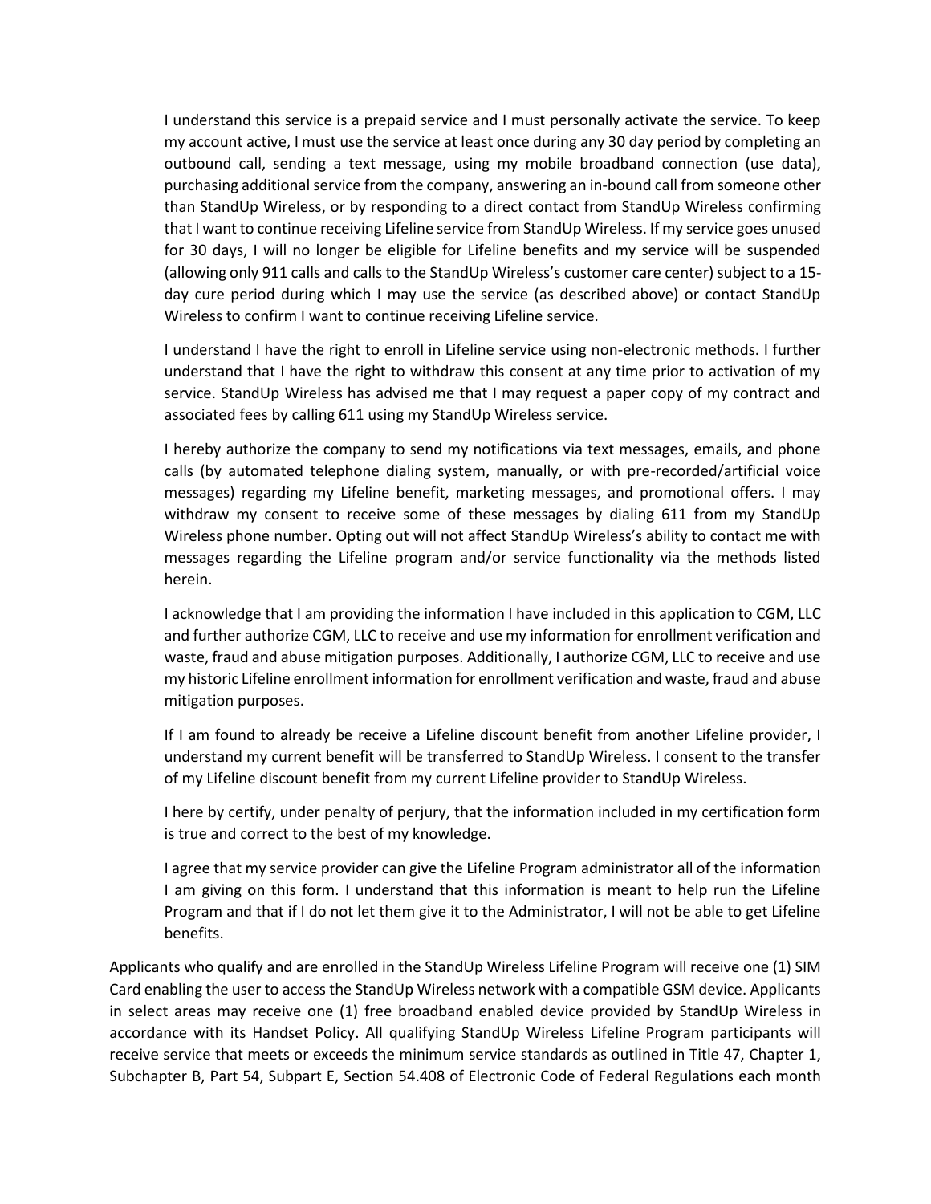I understand this service is a prepaid service and I must personally activate the service. To keep my account active, I must use the service at least once during any 30 day period by completing an outbound call, sending a text message, using my mobile broadband connection (use data), purchasing additional service from the company, answering an in-bound call from someone other than StandUp Wireless, or by responding to a direct contact from StandUp Wireless confirming that I want to continue receiving Lifeline service from StandUp Wireless. If my service goes unused for 30 days, I will no longer be eligible for Lifeline benefits and my service will be suspended (allowing only 911 calls and calls to the StandUp Wireless's customer care center) subject to a 15-day cure period during which I may use the service (as described above) or contact StandUp Wireless to confirm I want to continue receiving Lifeline service.

I understand I have the right to enroll in Lifeline service using non-electronic methods. I further understand that I have the right to withdraw this consent at any time prior to activation of my service. StandUp Wireless has advised me that I may request a paper copy of my contract and associated fees by calling 611 using my StandUp Wireless service.

I hereby authorize the company to send my notifications via text messages, emails, and phone calls (by automated telephone dialing system, manually, or with pre-recorded/artificial voice messages) regarding my Lifeline benefit, marketing messages, and promotional offers. I may withdraw my consent to receive some of these messages by dialing 611 from my StandUp Wireless phone number. Opting out will not affect StandUp Wireless's ability to contact me with messages regarding the Lifeline program and/or service functionality via the methods listed herein.

I acknowledge that I am providing the information I have included in this application to CGM, LLC and further authorize CGM, LLC to receive and use my information for enrollment verification and waste, fraud and abuse mitigation purposes. Additionally, I authorize CGM, LLC to receive and use my historic Lifeline enrollment information for enrollment verification and waste, fraud and abuse mitigation purposes.

If I am found to already be receive a Lifeline discount benefit from another Lifeline provider, I understand my current benefit will be transferred to StandUp Wireless. I consent to the transfer of my Lifeline discount benefit from my current Lifeline provider to StandUp Wireless.

I here by certify, under penalty of perjury, that the information included in my certification form is true and correct to the best of my knowledge.

I agree that my service provider can give the Lifeline Program administrator all of the information I am giving on this form. I understand that this information is meant to help run the Lifeline Program and that if I do not let them give it to the Administrator, I will not be able to get Lifeline benefits.

Applicants who qualify and are enrolled in the StandUp Wireless Lifeline Program will receive one (1) SIM Card enabling the user to access the StandUp Wireless network with a compatible GSM device. Applicants in select areas may receive one (1) free broadband enabled device provided by StandUp Wireless in accordance with its Handset Policy. All qualifying StandUp Wireless Lifeline Program participants will receive service that meets or exceeds the minimum service standards as outlined in Title 47, Chapter 1, Subchapter B, Part 54, Subpart E, Section 54.408 of Electronic Code of Federal Regulations each month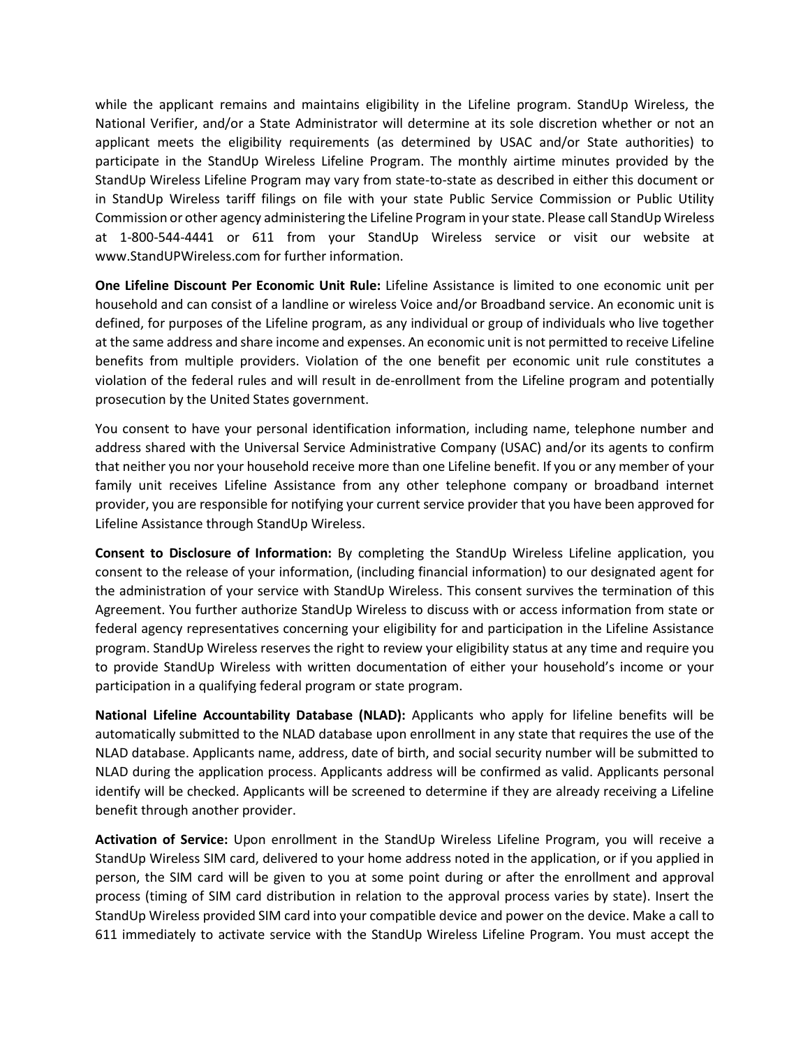while the applicant remains and maintains eligibility in the Lifeline program. StandUp Wireless, the National Verifier, and/or a State Administrator will determine at its sole discretion whether or not an applicant meets the eligibility requirements (as determined by USAC and/or State authorities) to participate in the StandUp Wireless Lifeline Program. The monthly airtime minutes provided by the StandUp Wireless Lifeline Program may vary from state-to-state as described in either this document or in StandUp Wireless tariff filings on file with your state Public Service Commission or Public Utility Commission or other agency administering the Lifeline Program in your state. Please call StandUp Wireless at 1-800-544-4441 or 611 from your StandUp Wireless service or visit our website at www.StandUPWireless.com for further information.

**One Lifeline Discount Per Economic Unit Rule:** Lifeline Assistance is limited to one economic unit per household and can consist of a landline or wireless Voice and/or Broadband service. An economic unit is defined, for purposes of the Lifeline program, as any individual or group of individuals who live together at the same address and share income and expenses. An economic unit is not permitted to receive Lifeline benefits from multiple providers. Violation of the one benefit per economic unit rule constitutes a violation of the federal rules and will result in de-enrollment from the Lifeline program and potentially prosecution by the United States government.

You consent to have your personal identification information, including name, telephone number and address shared with the Universal Service Administrative Company (USAC) and/or its agents to confirm that neither you nor your household receive more than one Lifeline benefit. If you or any member of your family unit receives Lifeline Assistance from any other telephone company or broadband internet provider, you are responsible for notifying your current service provider that you have been approved for Lifeline Assistance through StandUp Wireless.

**Consent to Disclosure of Information:** By completing the StandUp Wireless Lifeline application, you consent to the release of your information, (including financial information) to our designated agent for the administration of your service with StandUp Wireless. This consent survives the termination of this Agreement. You further authorize StandUp Wireless to discuss with or access information from state or federal agency representatives concerning your eligibility for and participation in the Lifeline Assistance program. StandUp Wireless reserves the right to review your eligibility status at any time and require you to provide StandUp Wireless with written documentation of either your household's income or your participation in a qualifying federal program or state program.

**National Lifeline Accountability Database (NLAD):** Applicants who apply for lifeline benefits will be automatically submitted to the NLAD database upon enrollment in any state that requires the use of the NLAD database. Applicants name, address, date of birth, and social security number will be submitted to NLAD during the application process. Applicants address will be confirmed as valid. Applicants personal identify will be checked. Applicants will be screened to determine if they are already receiving a Lifeline benefit through another provider.

**Activation of Service:** Upon enrollment in the StandUp Wireless Lifeline Program, you will receive a StandUp Wireless SIM card, delivered to your home address noted in the application, or if you applied in person, the SIM card will be given to you at some point during or after the enrollment and approval process (timing of SIM card distribution in relation to the approval process varies by state). Insert the StandUp Wireless provided SIM card into your compatible device and power on the device. Make a call to 611 immediately to activate service with the StandUp Wireless Lifeline Program. You must accept the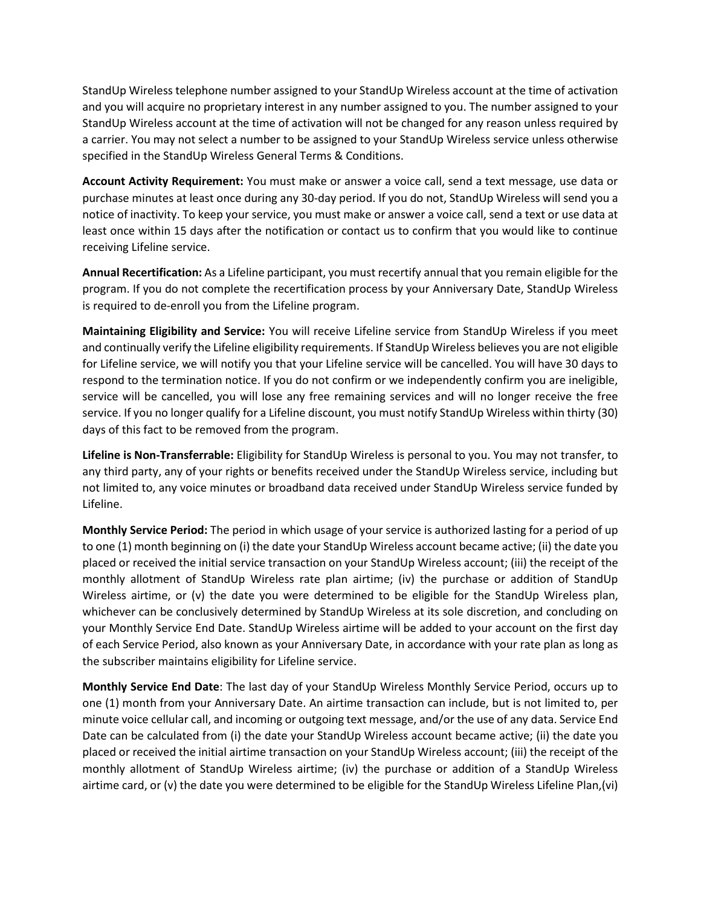StandUp Wireless telephone number assigned to your StandUp Wireless account at the time of activation and you will acquire no proprietary interest in any number assigned to you. The number assigned to your StandUp Wireless account at the time of activation will not be changed for any reason unless required by a carrier. You may not select a number to be assigned to your StandUp Wireless service unless otherwise specified in the StandUp Wireless General Terms & Conditions.

**Account Activity Requirement:** You must make or answer a voice call, send a text message, use data or purchase minutes at least once during any 30-day period. If you do not, StandUp Wireless will send you a notice of inactivity. To keep your service, you must make or answer a voice call, send a text or use data at least once within 15 days after the notification or contact us to confirm that you would like to continue receiving Lifeline service.

**Annual Recertification:** As a Lifeline participant, you must recertify annual that you remain eligible for the program. If you do not complete the recertification process by your Anniversary Date, StandUp Wireless is required to de-enroll you from the Lifeline program.

**Maintaining Eligibility and Service:** You will receive Lifeline service from StandUp Wireless if you meet and continually verify the Lifeline eligibility requirements. If StandUp Wireless believes you are not eligible for Lifeline service, we will notify you that your Lifeline service will be cancelled. You will have 30 days to respond to the termination notice. If you do not confirm or we independently confirm you are ineligible, service will be cancelled, you will lose any free remaining services and will no longer receive the free service. If you no longer qualify for a Lifeline discount, you must notify StandUp Wireless within thirty (30) days of this fact to be removed from the program.

**Lifeline is Non-Transferrable:** Eligibility for StandUp Wireless is personal to you. You may not transfer, to any third party, any of your rights or benefits received under the StandUp Wireless service, including but not limited to, any voice minutes or broadband data received under StandUp Wireless service funded by Lifeline.

**Monthly Service Period:** The period in which usage of your service is authorized lasting for a period of up to one (1) month beginning on (i) the date your StandUp Wireless account became active; (ii) the date you placed or received the initial service transaction on your StandUp Wireless account; (iii) the receipt of the monthly allotment of StandUp Wireless rate plan airtime; (iv) the purchase or addition of StandUp Wireless airtime, or (v) the date you were determined to be eligible for the StandUp Wireless plan, whichever can be conclusively determined by StandUp Wireless at its sole discretion, and concluding on your Monthly Service End Date. StandUp Wireless airtime will be added to your account on the first day of each Service Period, also known as your Anniversary Date, in accordance with your rate plan as long as the subscriber maintains eligibility for Lifeline service.

**Monthly Service End Date**: The last day of your StandUp Wireless Monthly Service Period, occurs up to one (1) month from your Anniversary Date. An airtime transaction can include, but is not limited to, per minute voice cellular call, and incoming or outgoing text message, and/or the use of any data. Service End Date can be calculated from (i) the date your StandUp Wireless account became active; (ii) the date you placed or received the initial airtime transaction on your StandUp Wireless account; (iii) the receipt of the monthly allotment of StandUp Wireless airtime; (iv) the purchase or addition of a StandUp Wireless airtime card, or (v) the date you were determined to be eligible for the StandUp Wireless Lifeline Plan,(vi)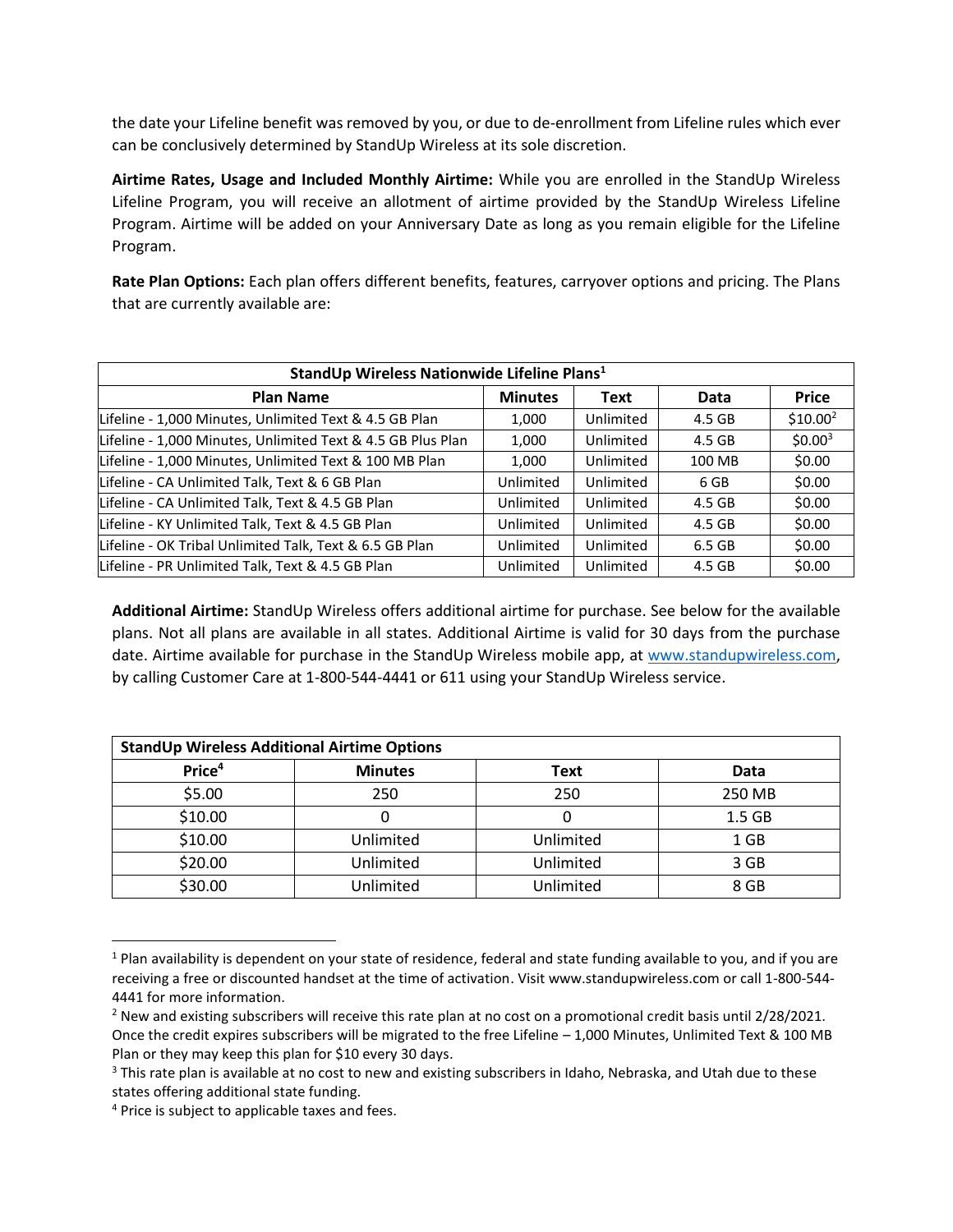the date your Lifeline benefit was removed by you, or due to de-enrollment from Lifeline rules which ever can be conclusively determined by StandUp Wireless at its sole discretion.

**Airtime Rates, Usage and Included Monthly Airtime:** While you are enrolled in the StandUp Wireless Lifeline Program, you will receive an allotment of airtime provided by the StandUp Wireless Lifeline Program. Airtime will be added on your Anniversary Date as long as you remain eligible for the Lifeline Program.

**Rate Plan Options:** Each plan offers different benefits, features, carryover options and pricing. The Plans that are currently available are:

| **StandUp Wireless Nationwide Lifeline Plans[1]** | | | | |
|---|---|---|---|---|
| **Plan Name** | **Minutes** | **Text** | **Data** | **Price** |
| Lifeline - 1,000 Minutes, Unlimited Text & 4.5 GB Plan | 1,000 | Unlimited | 4.5 GB | $10.00[2] |
| Lifeline - 1,000 Minutes, Unlimited Text & 4.5 GB Plus Plan | 1,000 | Unlimited | 4.5 GB | $0.00[3] |
| Lifeline - 1,000 Minutes, Unlimited Text & 100 MB Plan | 1,000 | Unlimited | 100 MB | $0.00 |
| Lifeline - CA Unlimited Talk, Text & 6 GB Plan | Unlimited | Unlimited | 6 GB | $0.00 |
| Lifeline - CA Unlimited Talk, Text & 4.5 GB Plan | Unlimited | Unlimited | 4.5 GB | $0.00 |
| Lifeline - KY Unlimited Talk, Text & 4.5 GB Plan | Unlimited | Unlimited | 4.5 GB | $0.00 |
| Lifeline - OK Tribal Unlimited Talk, Text & 6.5 GB Plan | Unlimited | Unlimited | 6.5 GB | $0.00 |
| Lifeline - PR Unlimited Talk, Text & 4.5 GB Plan | Unlimited | Unlimited | 4.5 GB | $0.00 |

**Additional Airtime:** StandUp Wireless offers additional airtime for purchase. See below for the available plans. Not all plans are available in all states. Additional Airtime is valid for 30 days from the purchase date. Airtime available for purchase in the StandUp Wireless mobile app, at [www.standupwireless.com](http://www.standupwireless.com), by calling Customer Care at 1-800-544-4441 or 611 using your StandUp Wireless service.

| **StandUp Wireless Additional Airtime Options** | | | |
|---|---|---|---|
| **Price[4]** | **Minutes** | **Text** | **Data** |
| $5.00 | 250 | 250 | 250 MB |
| $10.00 | 0 | 0 | 1.5 GB |
| $10.00 | Unlimited | Unlimited | 1 GB |
| $20.00 | Unlimited | Unlimited | 3 GB |
| $30.00 | Unlimited | Unlimited | 8 GB |

---

[1] Plan availability is dependent on your state of residence, federal and state funding available to you, and if you are receiving a free or discounted handset at the time of activation. Visit www.standupwireless.com or call 1-800-544-4441 for more information.

[2] New and existing subscribers will receive this rate plan at no cost on a promotional credit basis until 2/28/2021. Once the credit expires subscribers will be migrated to the free Lifeline – 1,000 Minutes, Unlimited Text & 100 MB Plan or they may keep this plan for $10 every 30 days.

[3] This rate plan is available at no cost to new and existing subscribers in Idaho, Nebraska, and Utah due to these states offering additional state funding.

[4] Price is subject to applicable taxes and fees.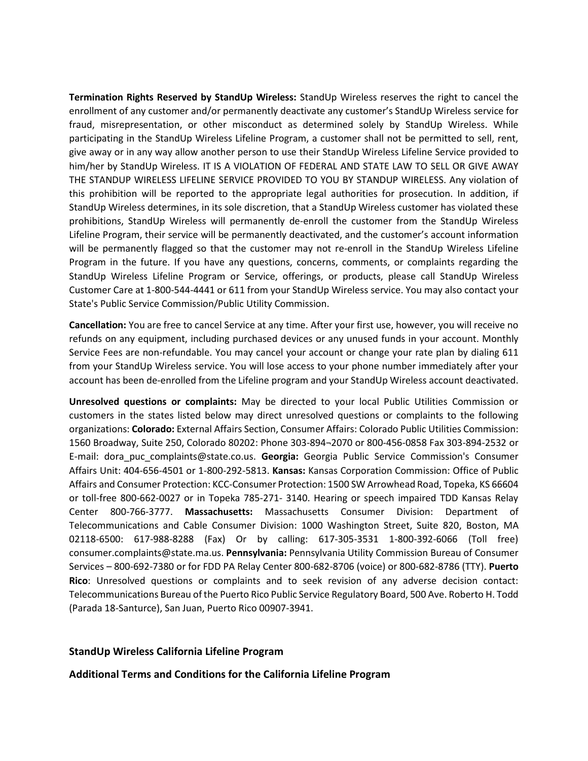**Termination Rights Reserved by StandUp Wireless:** StandUp Wireless reserves the right to cancel the enrollment of any customer and/or permanently deactivate any customer's StandUp Wireless service for fraud, misrepresentation, or other misconduct as determined solely by StandUp Wireless. While participating in the StandUp Wireless Lifeline Program, a customer shall not be permitted to sell, rent, give away or in any way allow another person to use their StandUp Wireless Lifeline Service provided to him/her by StandUp Wireless. IT IS A VIOLATION OF FEDERAL AND STATE LAW TO SELL OR GIVE AWAY THE STANDUP WIRELESS LIFELINE SERVICE PROVIDED TO YOU BY STANDUP WIRELESS. Any violation of this prohibition will be reported to the appropriate legal authorities for prosecution. In addition, if StandUp Wireless determines, in its sole discretion, that a StandUp Wireless customer has violated these prohibitions, StandUp Wireless will permanently de-enroll the customer from the StandUp Wireless Lifeline Program, their service will be permanently deactivated, and the customer's account information will be permanently flagged so that the customer may not re-enroll in the StandUp Wireless Lifeline Program in the future. If you have any questions, concerns, comments, or complaints regarding the StandUp Wireless Lifeline Program or Service, offerings, or products, please call StandUp Wireless Customer Care at 1-800-544-4441 or 611 from your StandUp Wireless service. You may also contact your State's Public Service Commission/Public Utility Commission.

**Cancellation:** You are free to cancel Service at any time. After your first use, however, you will receive no refunds on any equipment, including purchased devices or any unused funds in your account. Monthly Service Fees are non-refundable. You may cancel your account or change your rate plan by dialing 611 from your StandUp Wireless service. You will lose access to your phone number immediately after your account has been de-enrolled from the Lifeline program and your StandUp Wireless account deactivated.

**Unresolved questions or complaints:** May be directed to your local Public Utilities Commission or customers in the states listed below may direct unresolved questions or complaints to the following organizations: **Colorado:** External Affairs Section, Consumer Affairs: Colorado Public Utilities Commission: 1560 Broadway, Suite 250, Colorado 80202: Phone 303-894¬2070 or 800-456-0858 Fax 303-894-2532 or E-mail: dora_puc_complaints@state.co.us. **Georgia:** Georgia Public Service Commission's Consumer Affairs Unit: 404-656-4501 or 1-800-292-5813. **Kansas:** Kansas Corporation Commission: Office of Public Affairs and Consumer Protection: KCC-Consumer Protection: 1500 SW Arrowhead Road, Topeka, KS 66604 or toll-free 800-662-0027 or in Topeka 785-271- 3140. Hearing or speech impaired TDD Kansas Relay Center 800-766-3777. **Massachusetts:** Massachusetts Consumer Division: Department of Telecommunications and Cable Consumer Division: 1000 Washington Street, Suite 820, Boston, MA 02118-6500: 617-988-8288 (Fax) Or by calling: 617-305-3531 1-800-392-6066 (Toll free) consumer.complaints@state.ma.us. **Pennsylvania:** Pennsylvania Utility Commission Bureau of Consumer Services – 800-692-7380 or for FDD PA Relay Center 800-682-8706 (voice) or 800-682-8786 (TTY). **Puerto Rico**: Unresolved questions or complaints and to seek revision of any adverse decision contact: Telecommunications Bureau of the Puerto Rico Public Service Regulatory Board, 500 Ave. Roberto H. Todd (Parada 18-Santurce), San Juan, Puerto Rico 00907-3941.

## StandUp Wireless California Lifeline Program

### Additional Terms and Conditions for the California Lifeline Program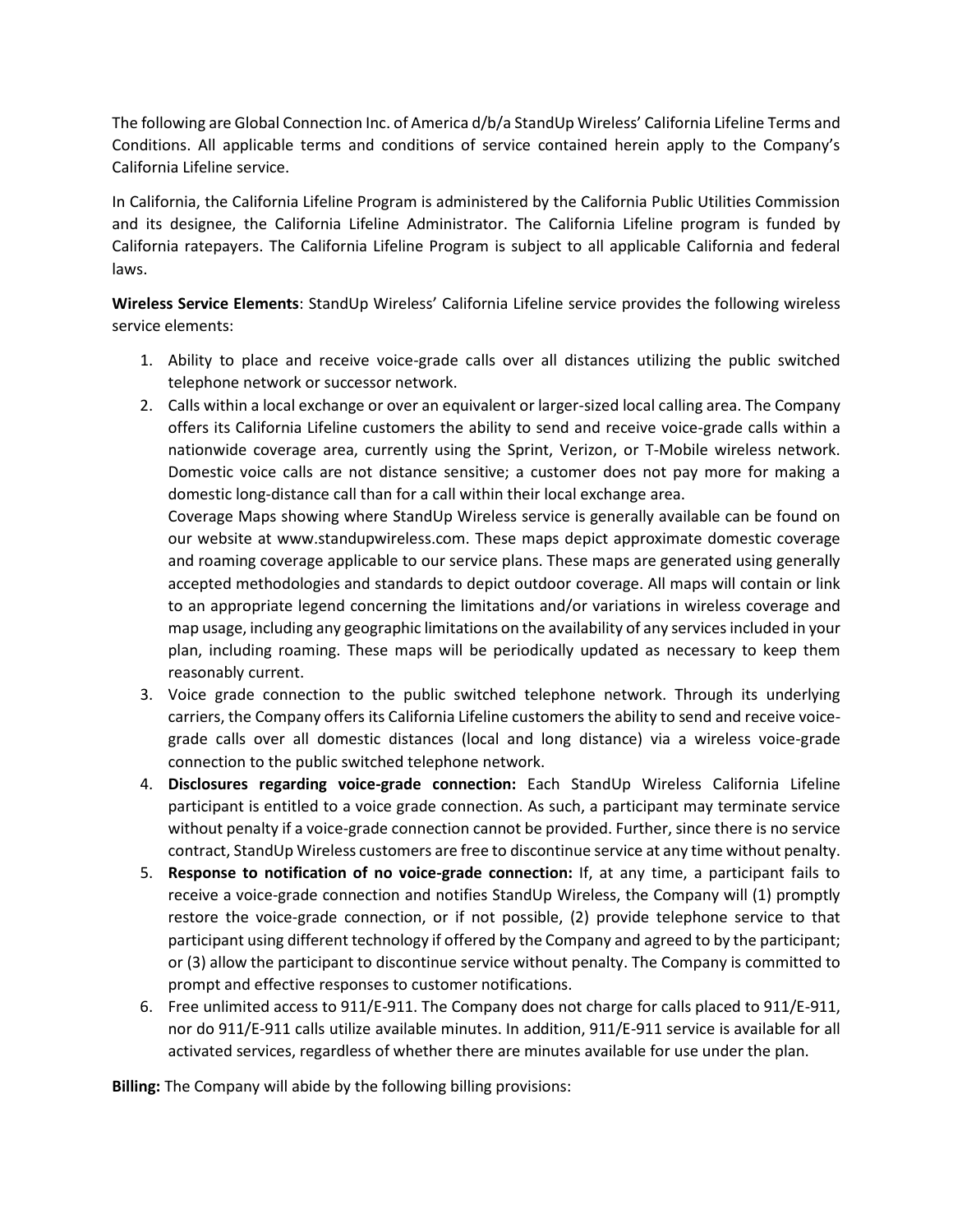The following are Global Connection Inc. of America d/b/a StandUp Wireless' California Lifeline Terms and Conditions. All applicable terms and conditions of service contained herein apply to the Company's California Lifeline service.

In California, the California Lifeline Program is administered by the California Public Utilities Commission and its designee, the California Lifeline Administrator. The California Lifeline program is funded by California ratepayers. The California Lifeline Program is subject to all applicable California and federal laws.

**Wireless Service Elements**: StandUp Wireless' California Lifeline service provides the following wireless service elements:

1. Ability to place and receive voice-grade calls over all distances utilizing the public switched telephone network or successor network.
2. Calls within a local exchange or over an equivalent or larger-sized local calling area. The Company offers its California Lifeline customers the ability to send and receive voice-grade calls within a nationwide coverage area, currently using the Sprint, Verizon, or T-Mobile wireless network. Domestic voice calls are not distance sensitive; a customer does not pay more for making a domestic long-distance call than for a call within their local exchange area.
   Coverage Maps showing where StandUp Wireless service is generally available can be found on our website at www.standupwireless.com. These maps depict approximate domestic coverage and roaming coverage applicable to our service plans. These maps are generated using generally accepted methodologies and standards to depict outdoor coverage. All maps will contain or link to an appropriate legend concerning the limitations and/or variations in wireless coverage and map usage, including any geographic limitations on the availability of any services included in your plan, including roaming. These maps will be periodically updated as necessary to keep them reasonably current.
3. Voice grade connection to the public switched telephone network. Through its underlying carriers, the Company offers its California Lifeline customers the ability to send and receive voice-grade calls over all domestic distances (local and long distance) via a wireless voice-grade connection to the public switched telephone network.
4. **Disclosures regarding voice-grade connection:** Each StandUp Wireless California Lifeline participant is entitled to a voice grade connection. As such, a participant may terminate service without penalty if a voice-grade connection cannot be provided. Further, since there is no service contract, StandUp Wireless customers are free to discontinue service at any time without penalty.
5. **Response to notification of no voice-grade connection:** If, at any time, a participant fails to receive a voice-grade connection and notifies StandUp Wireless, the Company will (1) promptly restore the voice-grade connection, or if not possible, (2) provide telephone service to that participant using different technology if offered by the Company and agreed to by the participant; or (3) allow the participant to discontinue service without penalty. The Company is committed to prompt and effective responses to customer notifications.
6. Free unlimited access to 911/E-911. The Company does not charge for calls placed to 911/E-911, nor do 911/E-911 calls utilize available minutes. In addition, 911/E-911 service is available for all activated services, regardless of whether there are minutes available for use under the plan.

**Billing:** The Company will abide by the following billing provisions: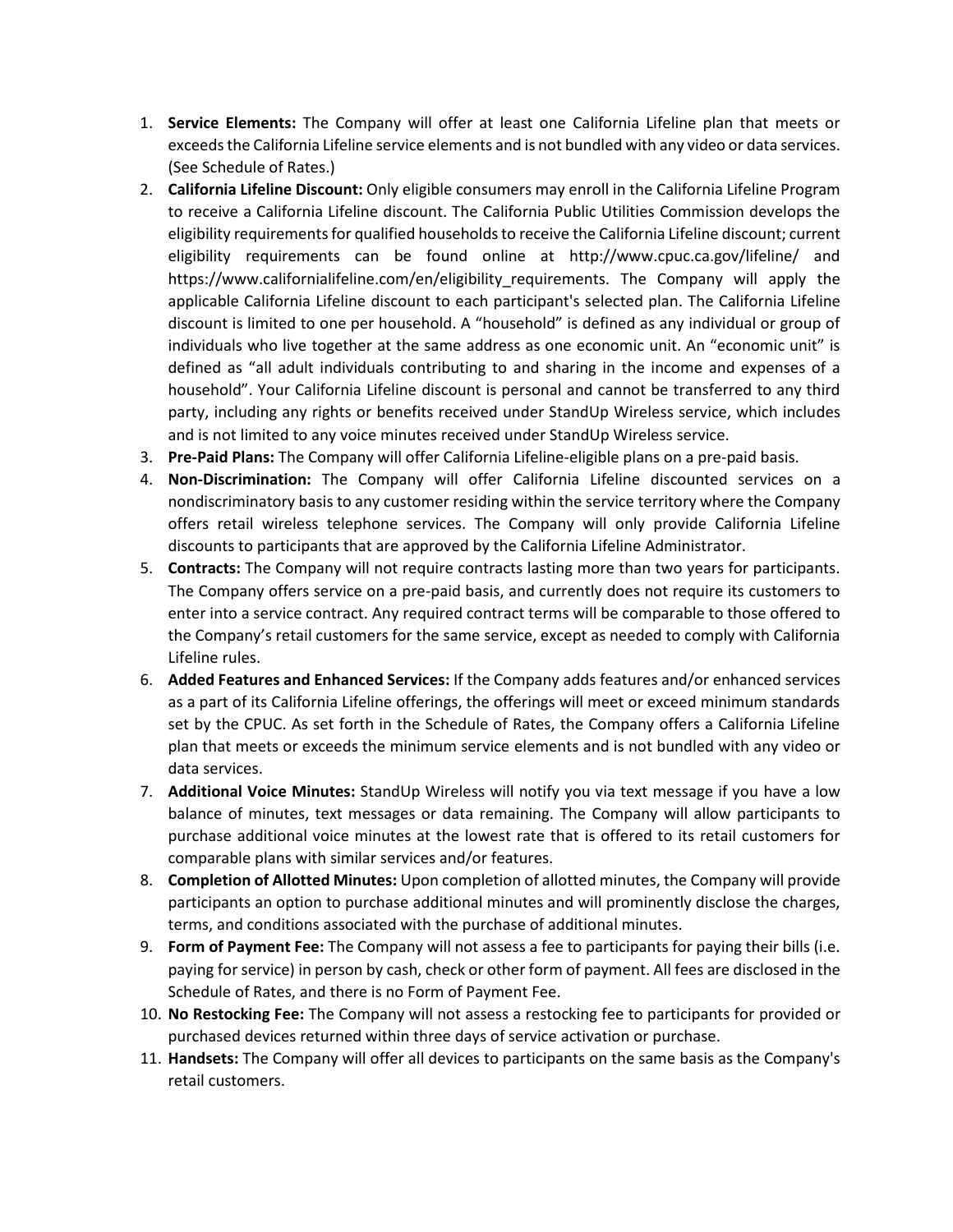1. **Service Elements:** The Company will offer at least one California Lifeline plan that meets or exceeds the California Lifeline service elements and is not bundled with any video or data services. (See Schedule of Rates.)
2. **California Lifeline Discount:** Only eligible consumers may enroll in the California Lifeline Program to receive a California Lifeline discount. The California Public Utilities Commission develops the eligibility requirements for qualified households to receive the California Lifeline discount; current eligibility requirements can be found online at http://www.cpuc.ca.gov/lifeline/ and https://www.californialifeline.com/en/eligibility_requirements. The Company will apply the applicable California Lifeline discount to each participant's selected plan. The California Lifeline discount is limited to one per household. A "household" is defined as any individual or group of individuals who live together at the same address as one economic unit. An "economic unit" is defined as "all adult individuals contributing to and sharing in the income and expenses of a household". Your California Lifeline discount is personal and cannot be transferred to any third party, including any rights or benefits received under StandUp Wireless service, which includes and is not limited to any voice minutes received under StandUp Wireless service.
3. **Pre-Paid Plans:** The Company will offer California Lifeline-eligible plans on a pre-paid basis.
4. **Non-Discrimination:** The Company will offer California Lifeline discounted services on a nondiscriminatory basis to any customer residing within the service territory where the Company offers retail wireless telephone services. The Company will only provide California Lifeline discounts to participants that are approved by the California Lifeline Administrator.
5. **Contracts:** The Company will not require contracts lasting more than two years for participants. The Company offers service on a pre-paid basis, and currently does not require its customers to enter into a service contract. Any required contract terms will be comparable to those offered to the Company's retail customers for the same service, except as needed to comply with California Lifeline rules.
6. **Added Features and Enhanced Services:** If the Company adds features and/or enhanced services as a part of its California Lifeline offerings, the offerings will meet or exceed minimum standards set by the CPUC. As set forth in the Schedule of Rates, the Company offers a California Lifeline plan that meets or exceeds the minimum service elements and is not bundled with any video or data services.
7. **Additional Voice Minutes:** StandUp Wireless will notify you via text message if you have a low balance of minutes, text messages or data remaining. The Company will allow participants to purchase additional voice minutes at the lowest rate that is offered to its retail customers for comparable plans with similar services and/or features.
8. **Completion of Allotted Minutes:** Upon completion of allotted minutes, the Company will provide participants an option to purchase additional minutes and will prominently disclose the charges, terms, and conditions associated with the purchase of additional minutes.
9. **Form of Payment Fee:** The Company will not assess a fee to participants for paying their bills (i.e. paying for service) in person by cash, check or other form of payment. All fees are disclosed in the Schedule of Rates, and there is no Form of Payment Fee.
10. **No Restocking Fee:** The Company will not assess a restocking fee to participants for provided or purchased devices returned within three days of service activation or purchase.
11. **Handsets:** The Company will offer all devices to participants on the same basis as the Company's retail customers.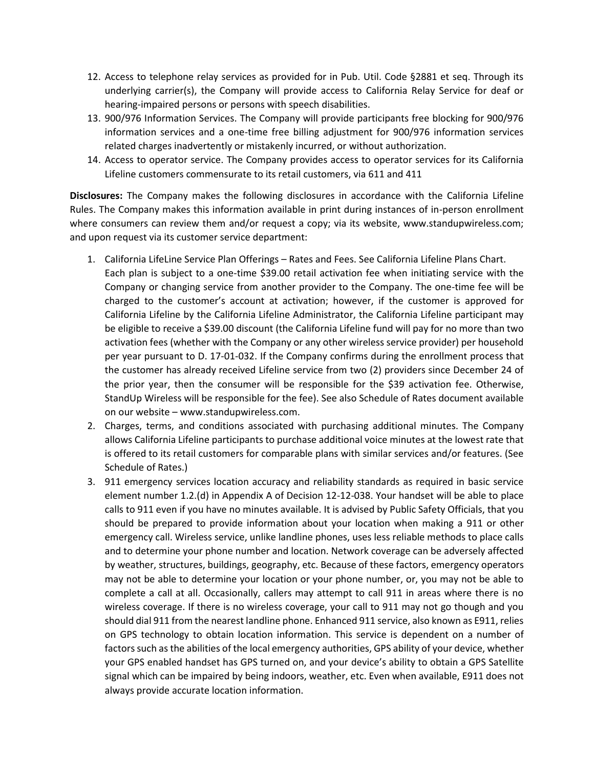12. Access to telephone relay services as provided for in Pub. Util. Code §2881 et seq. Through its underlying carrier(s), the Company will provide access to California Relay Service for deaf or hearing-impaired persons or persons with speech disabilities.
13. 900/976 Information Services. The Company will provide participants free blocking for 900/976 information services and a one-time free billing adjustment for 900/976 information services related charges inadvertently or mistakenly incurred, or without authorization.
14. Access to operator service. The Company provides access to operator services for its California Lifeline customers commensurate to its retail customers, via 611 and 411

**Disclosures:** The Company makes the following disclosures in accordance with the California Lifeline Rules. The Company makes this information available in print during instances of in-person enrollment where consumers can review them and/or request a copy; via its website, www.standupwireless.com; and upon request via its customer service department:

1. California LifeLine Service Plan Offerings – Rates and Fees. See California Lifeline Plans Chart. Each plan is subject to a one-time $39.00 retail activation fee when initiating service with the Company or changing service from another provider to the Company. The one-time fee will be charged to the customer's account at activation; however, if the customer is approved for California Lifeline by the California Lifeline Administrator, the California Lifeline participant may be eligible to receive a $39.00 discount (the California Lifeline fund will pay for no more than two activation fees (whether with the Company or any other wireless service provider) per household per year pursuant to D. 17-01-032. If the Company confirms during the enrollment process that the customer has already received Lifeline service from two (2) providers since December 24 of the prior year, then the consumer will be responsible for the $39 activation fee. Otherwise, StandUp Wireless will be responsible for the fee). See also Schedule of Rates document available on our website – www.standupwireless.com.
2. Charges, terms, and conditions associated with purchasing additional minutes. The Company allows California Lifeline participants to purchase additional voice minutes at the lowest rate that is offered to its retail customers for comparable plans with similar services and/or features. (See Schedule of Rates.)
3. 911 emergency services location accuracy and reliability standards as required in basic service element number 1.2.(d) in Appendix A of Decision 12-12-038. Your handset will be able to place calls to 911 even if you have no minutes available. It is advised by Public Safety Officials, that you should be prepared to provide information about your location when making a 911 or other emergency call. Wireless service, unlike landline phones, uses less reliable methods to place calls and to determine your phone number and location. Network coverage can be adversely affected by weather, structures, buildings, geography, etc. Because of these factors, emergency operators may not be able to determine your location or your phone number, or, you may not be able to complete a call at all. Occasionally, callers may attempt to call 911 in areas where there is no wireless coverage. If there is no wireless coverage, your call to 911 may not go though and you should dial 911 from the nearest landline phone. Enhanced 911 service, also known as E911, relies on GPS technology to obtain location information. This service is dependent on a number of factors such as the abilities of the local emergency authorities, GPS ability of your device, whether your GPS enabled handset has GPS turned on, and your device's ability to obtain a GPS Satellite signal which can be impaired by being indoors, weather, etc. Even when available, E911 does not always provide accurate location information.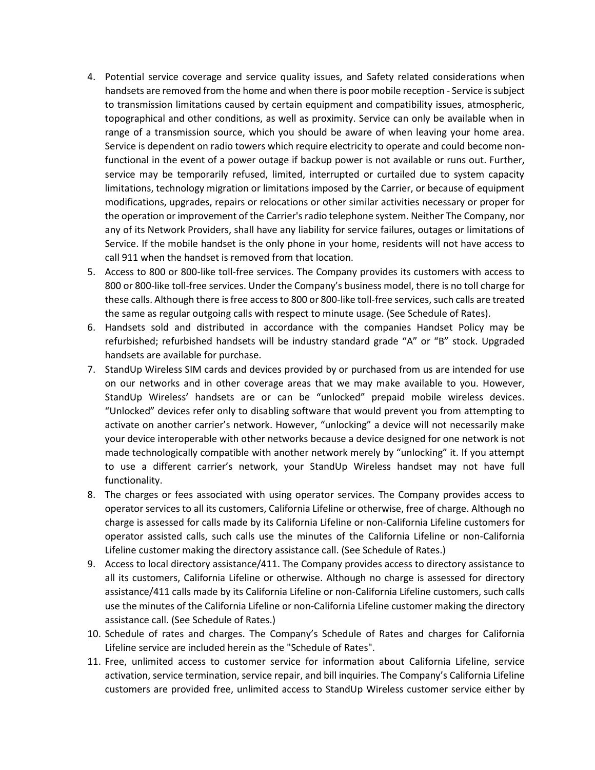4. Potential service coverage and service quality issues, and Safety related considerations when handsets are removed from the home and when there is poor mobile reception - Service is subject to transmission limitations caused by certain equipment and compatibility issues, atmospheric, topographical and other conditions, as well as proximity. Service can only be available when in range of a transmission source, which you should be aware of when leaving your home area. Service is dependent on radio towers which require electricity to operate and could become non-functional in the event of a power outage if backup power is not available or runs out. Further, service may be temporarily refused, limited, interrupted or curtailed due to system capacity limitations, technology migration or limitations imposed by the Carrier, or because of equipment modifications, upgrades, repairs or relocations or other similar activities necessary or proper for the operation or improvement of the Carrier's radio telephone system. Neither The Company, nor any of its Network Providers, shall have any liability for service failures, outages or limitations of Service. If the mobile handset is the only phone in your home, residents will not have access to call 911 when the handset is removed from that location.
5. Access to 800 or 800-like toll-free services. The Company provides its customers with access to 800 or 800-like toll-free services. Under the Company's business model, there is no toll charge for these calls. Although there is free access to 800 or 800-like toll-free services, such calls are treated the same as regular outgoing calls with respect to minute usage. (See Schedule of Rates).
6. Handsets sold and distributed in accordance with the companies Handset Policy may be refurbished; refurbished handsets will be industry standard grade "A" or "B" stock. Upgraded handsets are available for purchase.
7. StandUp Wireless SIM cards and devices provided by or purchased from us are intended for use on our networks and in other coverage areas that we may make available to you. However, StandUp Wireless' handsets are or can be "unlocked" prepaid mobile wireless devices. "Unlocked" devices refer only to disabling software that would prevent you from attempting to activate on another carrier's network. However, "unlocking" a device will not necessarily make your device interoperable with other networks because a device designed for one network is not made technologically compatible with another network merely by "unlocking" it. If you attempt to use a different carrier's network, your StandUp Wireless handset may not have full functionality.
8. The charges or fees associated with using operator services. The Company provides access to operator services to all its customers, California Lifeline or otherwise, free of charge. Although no charge is assessed for calls made by its California Lifeline or non-California Lifeline customers for operator assisted calls, such calls use the minutes of the California Lifeline or non-California Lifeline customer making the directory assistance call. (See Schedule of Rates.)
9. Access to local directory assistance/411. The Company provides access to directory assistance to all its customers, California Lifeline or otherwise. Although no charge is assessed for directory assistance/411 calls made by its California Lifeline or non-California Lifeline customers, such calls use the minutes of the California Lifeline or non-California Lifeline customer making the directory assistance call. (See Schedule of Rates.)
10. Schedule of rates and charges. The Company's Schedule of Rates and charges for California Lifeline service are included herein as the "Schedule of Rates".
11. Free, unlimited access to customer service for information about California Lifeline, service activation, service termination, service repair, and bill inquiries. The Company's California Lifeline customers are provided free, unlimited access to StandUp Wireless customer service either by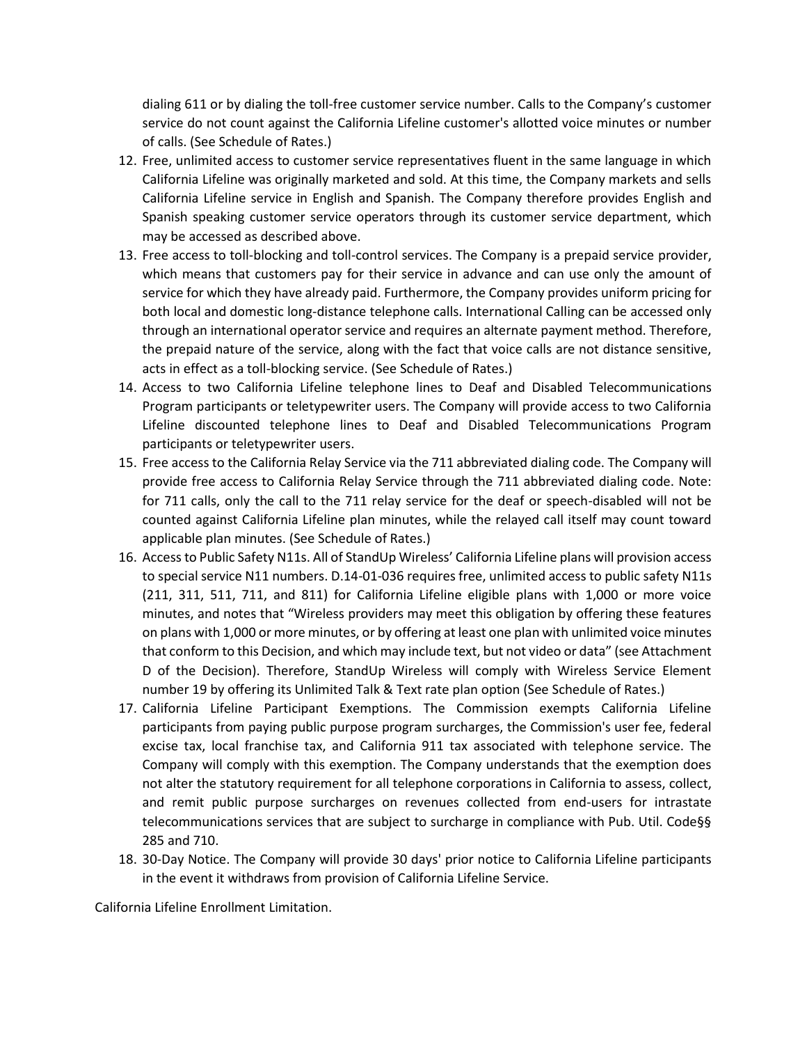dialing 611 or by dialing the toll-free customer service number. Calls to the Company's customer service do not count against the California Lifeline customer's allotted voice minutes or number of calls. (See Schedule of Rates.)

12. Free, unlimited access to customer service representatives fluent in the same language in which California Lifeline was originally marketed and sold. At this time, the Company markets and sells California Lifeline service in English and Spanish. The Company therefore provides English and Spanish speaking customer service operators through its customer service department, which may be accessed as described above.
13. Free access to toll-blocking and toll-control services. The Company is a prepaid service provider, which means that customers pay for their service in advance and can use only the amount of service for which they have already paid. Furthermore, the Company provides uniform pricing for both local and domestic long-distance telephone calls. International Calling can be accessed only through an international operator service and requires an alternate payment method. Therefore, the prepaid nature of the service, along with the fact that voice calls are not distance sensitive, acts in effect as a toll-blocking service. (See Schedule of Rates.)
14. Access to two California Lifeline telephone lines to Deaf and Disabled Telecommunications Program participants or teletypewriter users. The Company will provide access to two California Lifeline discounted telephone lines to Deaf and Disabled Telecommunications Program participants or teletypewriter users.
15. Free access to the California Relay Service via the 711 abbreviated dialing code. The Company will provide free access to California Relay Service through the 711 abbreviated dialing code. Note: for 711 calls, only the call to the 711 relay service for the deaf or speech-disabled will not be counted against California Lifeline plan minutes, while the relayed call itself may count toward applicable plan minutes. (See Schedule of Rates.)
16. Access to Public Safety N11s. All of StandUp Wireless' California Lifeline plans will provision access to special service N11 numbers. D.14-01-036 requires free, unlimited access to public safety N11s (211, 311, 511, 711, and 811) for California Lifeline eligible plans with 1,000 or more voice minutes, and notes that "Wireless providers may meet this obligation by offering these features on plans with 1,000 or more minutes, or by offering at least one plan with unlimited voice minutes that conform to this Decision, and which may include text, but not video or data" (see Attachment D of the Decision). Therefore, StandUp Wireless will comply with Wireless Service Element number 19 by offering its Unlimited Talk & Text rate plan option (See Schedule of Rates.)
17. California Lifeline Participant Exemptions. The Commission exempts California Lifeline participants from paying public purpose program surcharges, the Commission's user fee, federal excise tax, local franchise tax, and California 911 tax associated with telephone service. The Company will comply with this exemption. The Company understands that the exemption does not alter the statutory requirement for all telephone corporations in California to assess, collect, and remit public purpose surcharges on revenues collected from end-users for intrastate telecommunications services that are subject to surcharge in compliance with Pub. Util. Code§§ 285 and 710.
18. 30-Day Notice. The Company will provide 30 days' prior notice to California Lifeline participants in the event it withdraws from provision of California Lifeline Service.

California Lifeline Enrollment Limitation.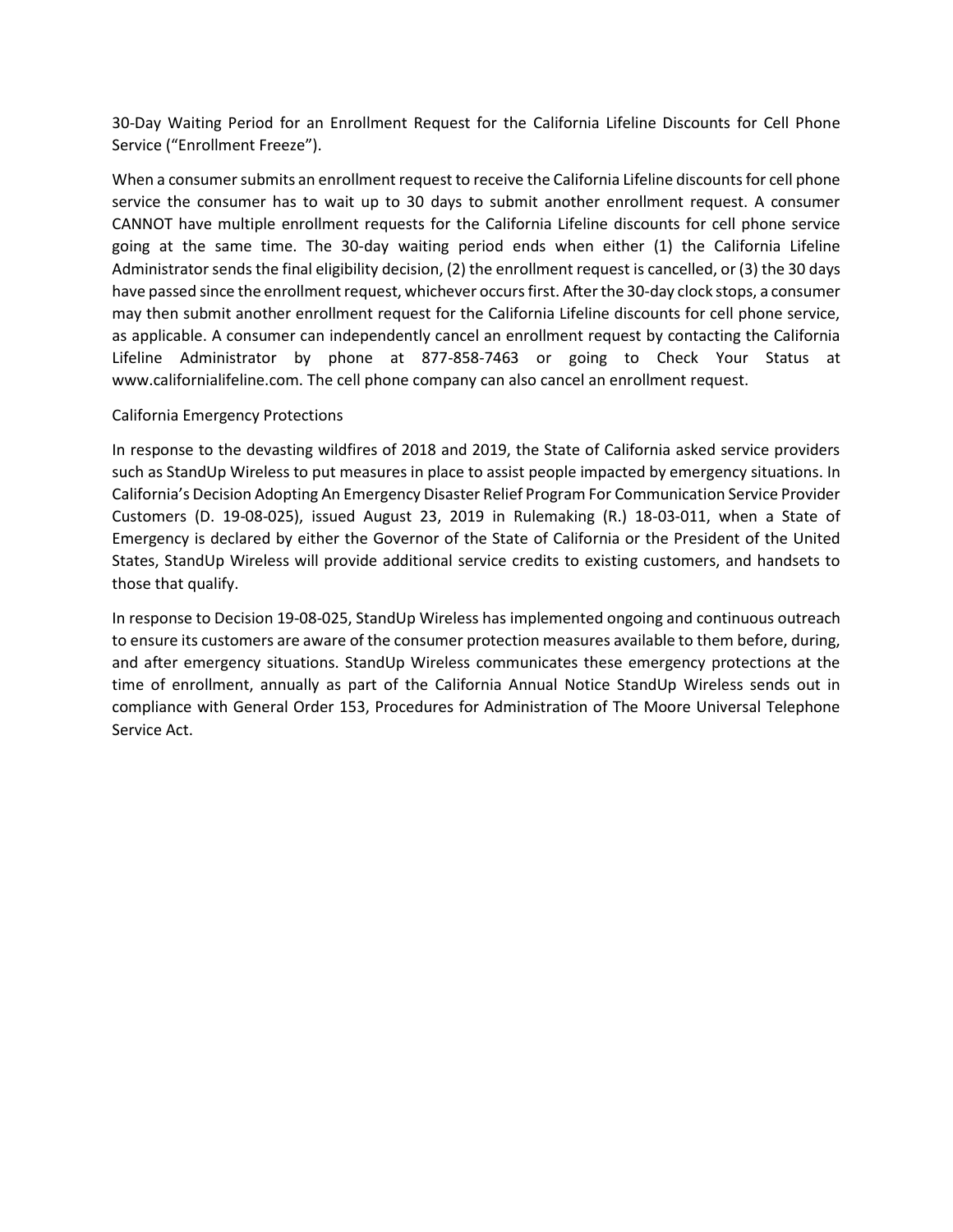30-Day Waiting Period for an Enrollment Request for the California Lifeline Discounts for Cell Phone Service ("Enrollment Freeze").

When a consumer submits an enrollment request to receive the California Lifeline discounts for cell phone service the consumer has to wait up to 30 days to submit another enrollment request. A consumer CANNOT have multiple enrollment requests for the California Lifeline discounts for cell phone service going at the same time. The 30-day waiting period ends when either (1) the California Lifeline Administrator sends the final eligibility decision, (2) the enrollment request is cancelled, or (3) the 30 days have passed since the enrollment request, whichever occurs first. After the 30-day clock stops, a consumer may then submit another enrollment request for the California Lifeline discounts for cell phone service, as applicable. A consumer can independently cancel an enrollment request by contacting the California Lifeline Administrator by phone at 877-858-7463 or going to Check Your Status at www.californialifeline.com. The cell phone company can also cancel an enrollment request.

California Emergency Protections

In response to the devasting wildfires of 2018 and 2019, the State of California asked service providers such as StandUp Wireless to put measures in place to assist people impacted by emergency situations. In California's Decision Adopting An Emergency Disaster Relief Program For Communication Service Provider Customers (D. 19-08-025), issued August 23, 2019 in Rulemaking (R.) 18-03-011, when a State of Emergency is declared by either the Governor of the State of California or the President of the United States, StandUp Wireless will provide additional service credits to existing customers, and handsets to those that qualify.

In response to Decision 19-08-025, StandUp Wireless has implemented ongoing and continuous outreach to ensure its customers are aware of the consumer protection measures available to them before, during, and after emergency situations. StandUp Wireless communicates these emergency protections at the time of enrollment, annually as part of the California Annual Notice StandUp Wireless sends out in compliance with General Order 153, Procedures for Administration of The Moore Universal Telephone Service Act.